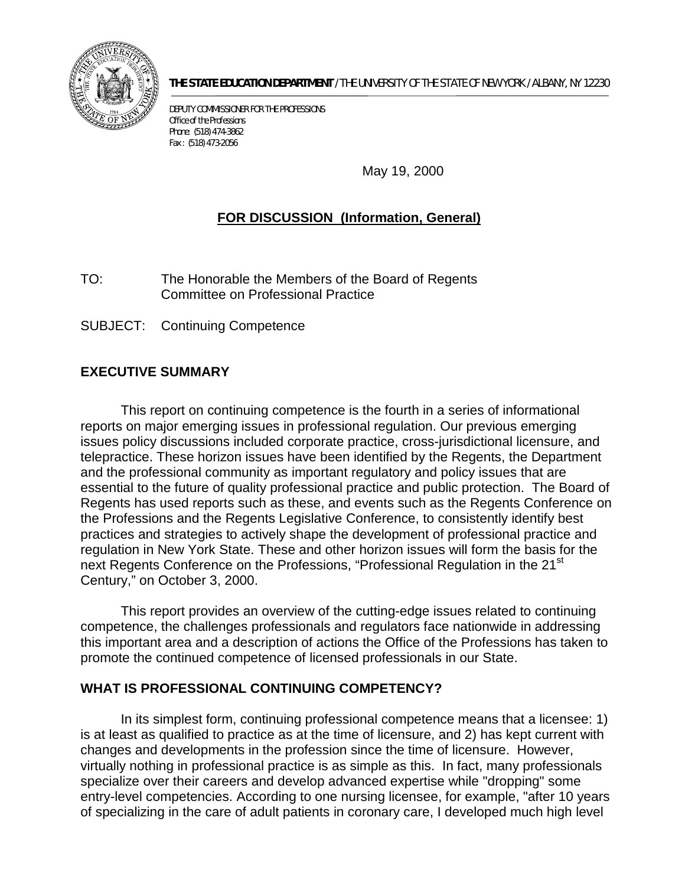**THE STATE EDUCATION DEPARTMENT** / THE UNIVERSITY OF THE STATE OF NEW YORK / ALBANY, NY 12230

DEPUTY COMMISSIONER FOR THE PROFESSIONS
*Office of the Professions*
Phone: (518) 474-3862
Fax: (518) 473-2056

May 19, 2000

**FOR DISCUSSION (Information, General)**

TO: The Honorable the Members of the Board of Regents
Committee on Professional Practice

SUBJECT: Continuing Competence

## EXECUTIVE SUMMARY

This report on continuing competence is the fourth in a series of informational reports on major emerging issues in professional regulation. Our previous emerging issues policy discussions included corporate practice, cross-jurisdictional licensure, and telepractice. These horizon issues have been identified by the Regents, the Department and the professional community as important regulatory and policy issues that are essential to the future of quality professional practice and public protection. The Board of Regents has used reports such as these, and events such as the Regents Conference on the Professions and the Regents Legislative Conference, to consistently identify best practices and strategies to actively shape the development of professional practice and regulation in New York State. These and other horizon issues will form the basis for the next Regents Conference on the Professions, "Professional Regulation in the 21st Century," on October 3, 2000.

This report provides an overview of the cutting-edge issues related to continuing competence, the challenges professionals and regulators face nationwide in addressing this important area and a description of actions the Office of the Professions has taken to promote the continued competence of licensed professionals in our State.

## WHAT IS PROFESSIONAL CONTINUING COMPETENCY?

In its simplest form, continuing professional competence means that a licensee: 1) is at least as qualified to practice as at the time of licensure, and 2) has kept current with changes and developments in the profession since the time of licensure. However, virtually nothing in professional practice is as simple as this. In fact, many professionals specialize over their careers and develop advanced expertise while "dropping" some entry-level competencies. According to one nursing licensee, for example, "after 10 years of specializing in the care of adult patients in coronary care, I developed much high level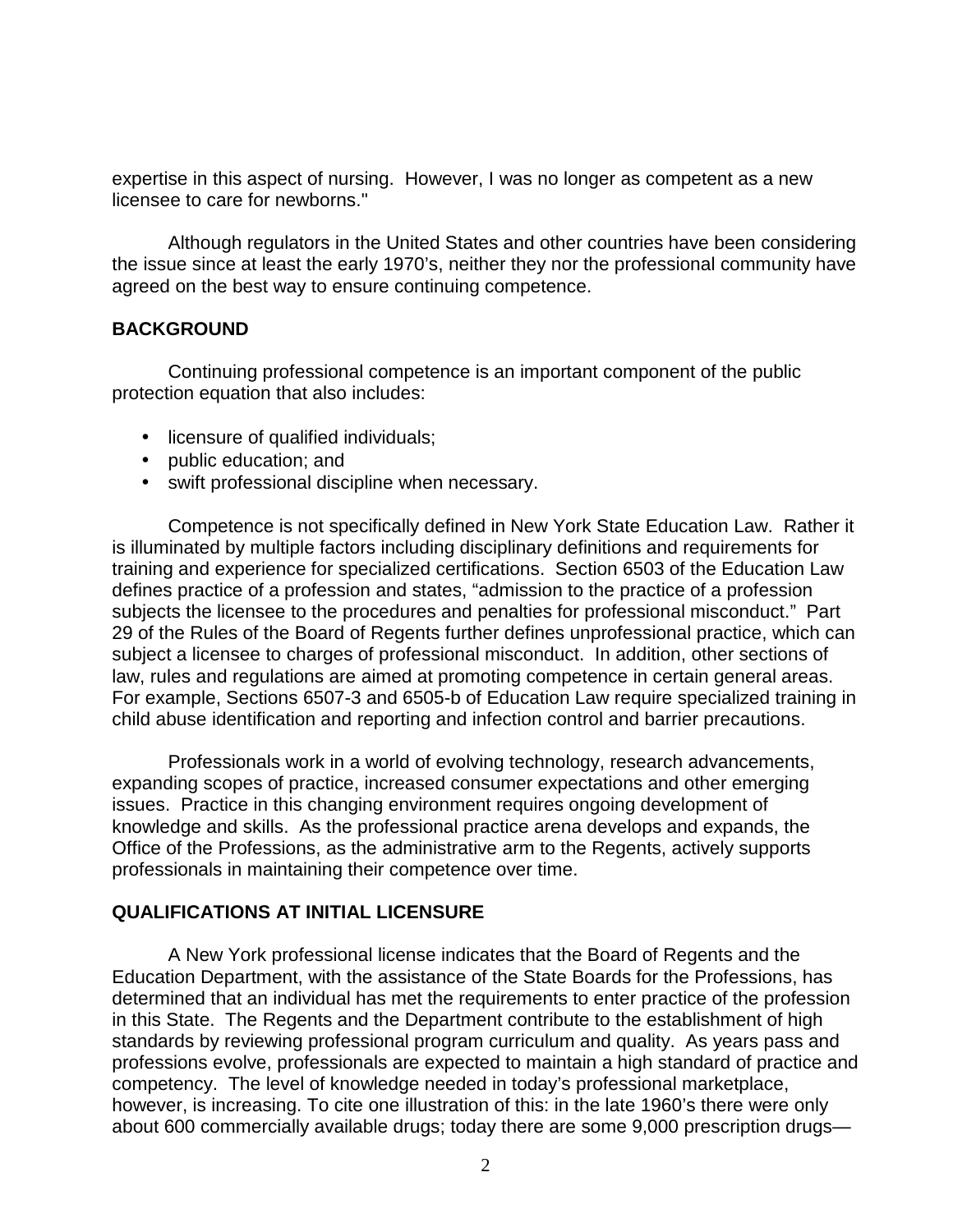expertise in this aspect of nursing. However, I was no longer as competent as a new licensee to care for newborns."

Although regulators in the United States and other countries have been considering the issue since at least the early 1970's, neither they nor the professional community have agreed on the best way to ensure continuing competence.

## BACKGROUND

Continuing professional competence is an important component of the public protection equation that also includes:

- licensure of qualified individuals;
- public education; and
- swift professional discipline when necessary.

Competence is not specifically defined in New York State Education Law. Rather it is illuminated by multiple factors including disciplinary definitions and requirements for training and experience for specialized certifications. Section 6503 of the Education Law defines practice of a profession and states, "admission to the practice of a profession subjects the licensee to the procedures and penalties for professional misconduct." Part 29 of the Rules of the Board of Regents further defines unprofessional practice, which can subject a licensee to charges of professional misconduct. In addition, other sections of law, rules and regulations are aimed at promoting competence in certain general areas. For example, Sections 6507-3 and 6505-b of Education Law require specialized training in child abuse identification and reporting and infection control and barrier precautions.

Professionals work in a world of evolving technology, research advancements, expanding scopes of practice, increased consumer expectations and other emerging issues. Practice in this changing environment requires ongoing development of knowledge and skills. As the professional practice arena develops and expands, the Office of the Professions, as the administrative arm to the Regents, actively supports professionals in maintaining their competence over time.

## QUALIFICATIONS AT INITIAL LICENSURE

A New York professional license indicates that the Board of Regents and the Education Department, with the assistance of the State Boards for the Professions, has determined that an individual has met the requirements to enter practice of the profession in this State. The Regents and the Department contribute to the establishment of high standards by reviewing professional program curriculum and quality. As years pass and professions evolve, professionals are expected to maintain a high standard of practice and competency. The level of knowledge needed in today's professional marketplace, however, is increasing. To cite one illustration of this: in the late 1960's there were only about 600 commercially available drugs; today there are some 9,000 prescription drugs—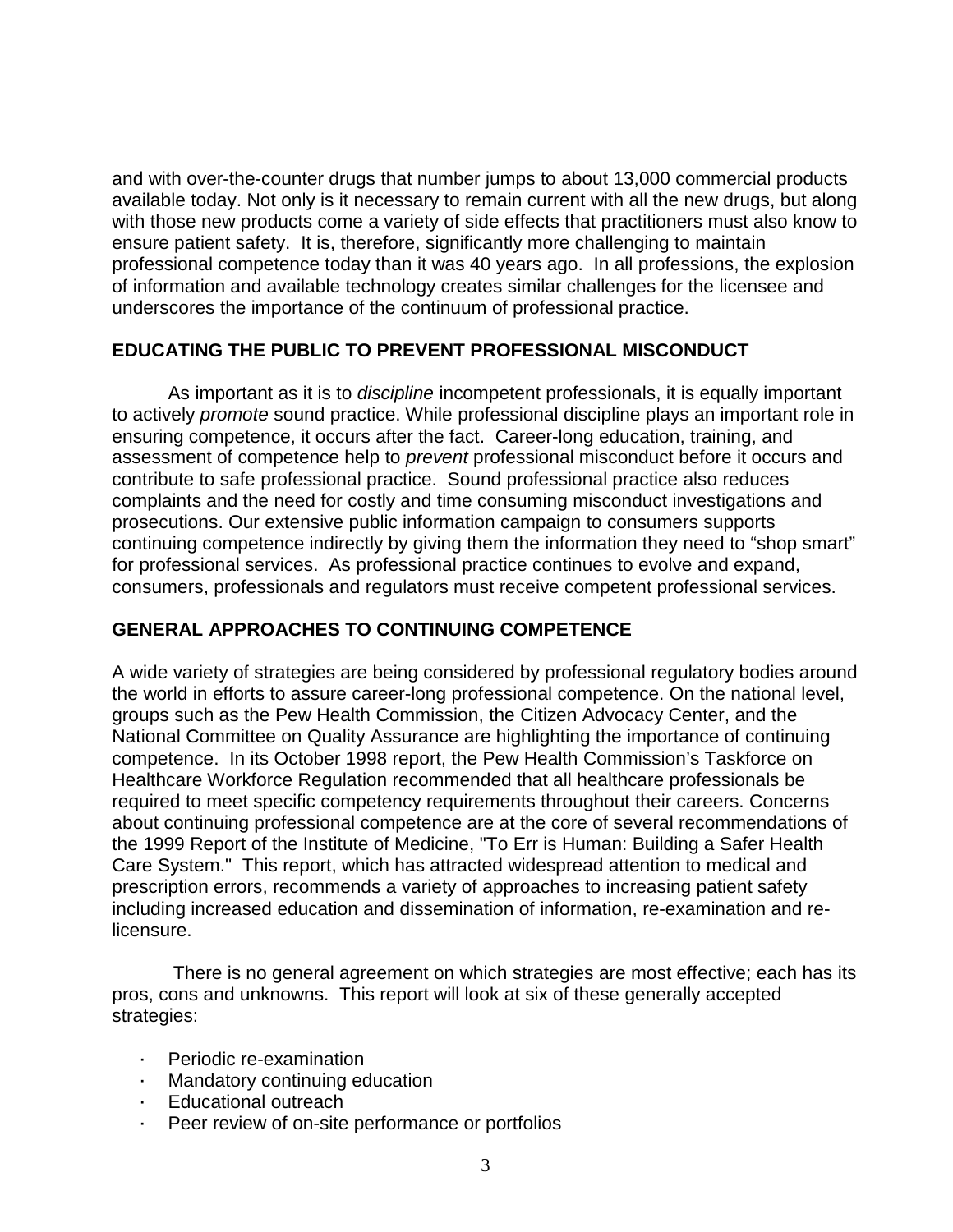and with over-the-counter drugs that number jumps to about 13,000 commercial products available today. Not only is it necessary to remain current with all the new drugs, but along with those new products come a variety of side effects that practitioners must also know to ensure patient safety. It is, therefore, significantly more challenging to maintain professional competence today than it was 40 years ago. In all professions, the explosion of information and available technology creates similar challenges for the licensee and underscores the importance of the continuum of professional practice.

## EDUCATING THE PUBLIC TO PREVENT PROFESSIONAL MISCONDUCT

As important as it is to *discipline* incompetent professionals, it is equally important to actively *promote* sound practice. While professional discipline plays an important role in ensuring competence, it occurs after the fact. Career-long education, training, and assessment of competence help to *prevent* professional misconduct before it occurs and contribute to safe professional practice. Sound professional practice also reduces complaints and the need for costly and time consuming misconduct investigations and prosecutions. Our extensive public information campaign to consumers supports continuing competence indirectly by giving them the information they need to "shop smart" for professional services. As professional practice continues to evolve and expand, consumers, professionals and regulators must receive competent professional services.

## GENERAL APPROACHES TO CONTINUING COMPETENCE

A wide variety of strategies are being considered by professional regulatory bodies around the world in efforts to assure career-long professional competence. On the national level, groups such as the Pew Health Commission, the Citizen Advocacy Center, and the National Committee on Quality Assurance are highlighting the importance of continuing competence. In its October 1998 report, the Pew Health Commission's Taskforce on Healthcare Workforce Regulation recommended that all healthcare professionals be required to meet specific competency requirements throughout their careers. Concerns about continuing professional competence are at the core of several recommendations of the 1999 Report of the Institute of Medicine, "To Err is Human: Building a Safer Health Care System." This report, which has attracted widespread attention to medical and prescription errors, recommends a variety of approaches to increasing patient safety including increased education and dissemination of information, re-examination and re-licensure.

There is no general agreement on which strategies are most effective; each has its pros, cons and unknowns. This report will look at six of these generally accepted strategies:

- Periodic re-examination
- Mandatory continuing education
- Educational outreach
- Peer review of on-site performance or portfolios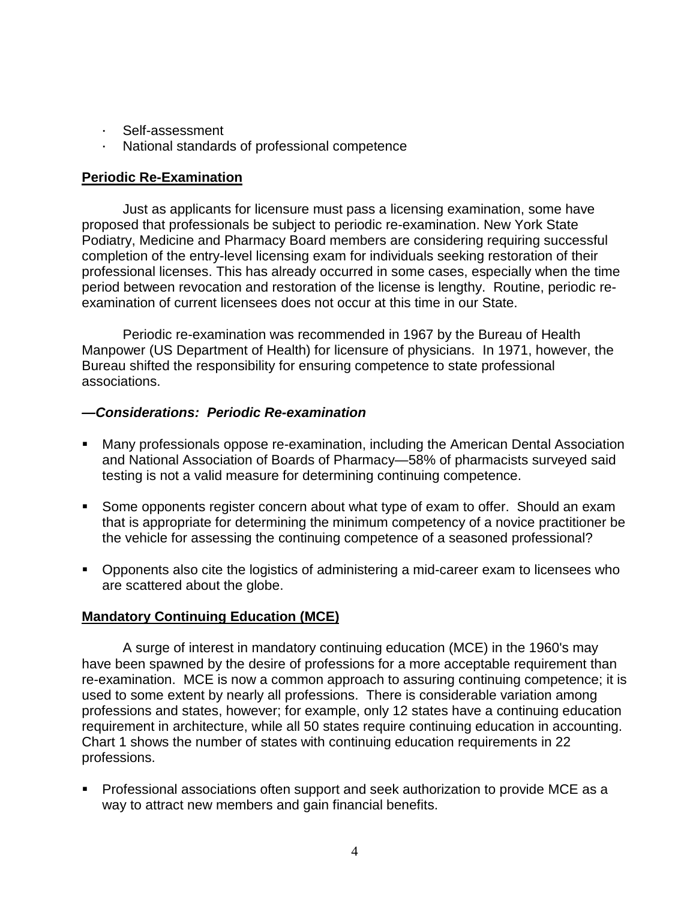- Self-assessment
- National standards of professional competence

**Periodic Re-Examination**

Just as applicants for licensure must pass a licensing examination, some have proposed that professionals be subject to periodic re-examination. New York State Podiatry, Medicine and Pharmacy Board members are considering requiring successful completion of the entry-level licensing exam for individuals seeking restoration of their professional licenses. This has already occurred in some cases, especially when the time period between revocation and restoration of the license is lengthy. Routine, periodic re-examination of current licensees does not occur at this time in our State.

Periodic re-examination was recommended in 1967 by the Bureau of Health Manpower (US Department of Health) for licensure of physicians. In 1971, however, the Bureau shifted the responsibility for ensuring competence to state professional associations.

***—Considerations: Periodic Re-examination***

- Many professionals oppose re-examination, including the American Dental Association and National Association of Boards of Pharmacy—58% of pharmacists surveyed said testing is not a valid measure for determining continuing competence.

- Some opponents register concern about what type of exam to offer. Should an exam that is appropriate for determining the minimum competency of a novice practitioner be the vehicle for assessing the continuing competence of a seasoned professional?

- Opponents also cite the logistics of administering a mid-career exam to licensees who are scattered about the globe.

**Mandatory Continuing Education (MCE)**

A surge of interest in mandatory continuing education (MCE) in the 1960's may have been spawned by the desire of professions for a more acceptable requirement than re-examination. MCE is now a common approach to assuring continuing competence; it is used to some extent by nearly all professions. There is considerable variation among professions and states, however; for example, only 12 states have a continuing education requirement in architecture, while all 50 states require continuing education in accounting. Chart 1 shows the number of states with continuing education requirements in 22 professions.

- Professional associations often support and seek authorization to provide MCE as a way to attract new members and gain financial benefits.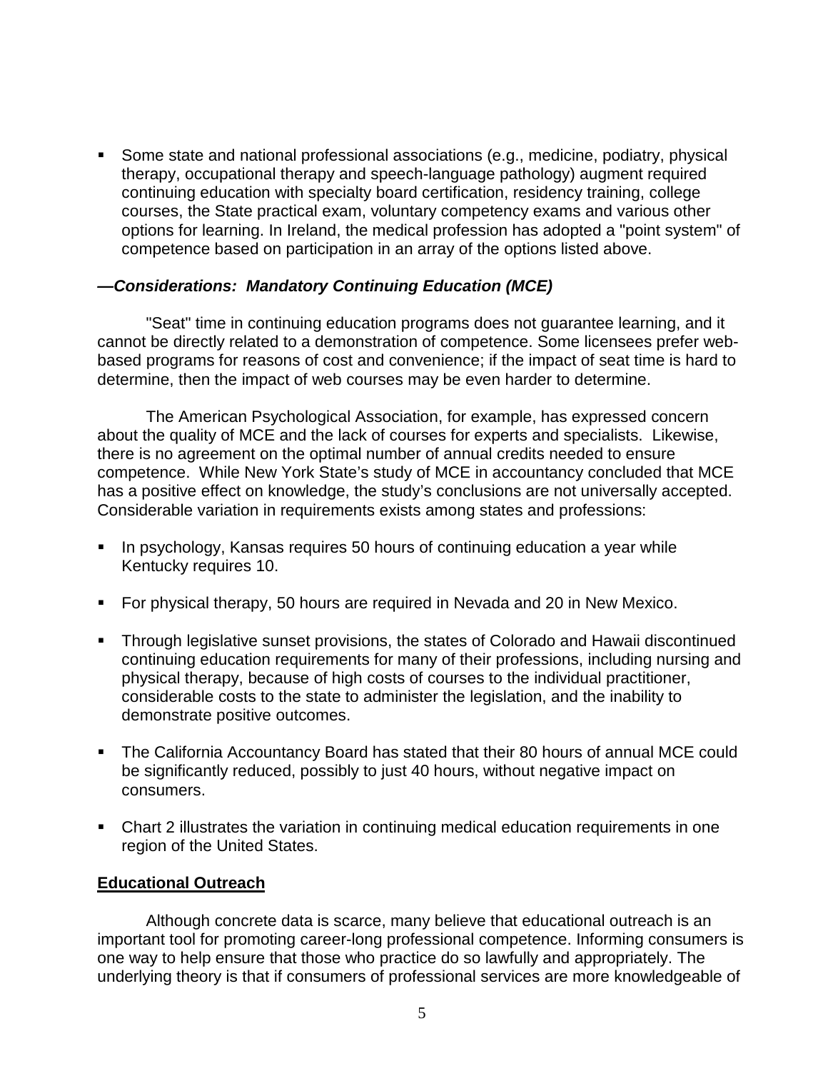- Some state and national professional associations (e.g., medicine, podiatry, physical therapy, occupational therapy and speech-language pathology) augment required continuing education with specialty board certification, residency training, college courses, the State practical exam, voluntary competency exams and various other options for learning. In Ireland, the medical profession has adopted a "point system" of competence based on participation in an array of the options listed above.

### —*Considerations: Mandatory Continuing Education (MCE)*

"Seat" time in continuing education programs does not guarantee learning, and it cannot be directly related to a demonstration of competence. Some licensees prefer web-based programs for reasons of cost and convenience; if the impact of seat time is hard to determine, then the impact of web courses may be even harder to determine.

The American Psychological Association, for example, has expressed concern about the quality of MCE and the lack of courses for experts and specialists. Likewise, there is no agreement on the optimal number of annual credits needed to ensure competence. While New York State's study of MCE in accountancy concluded that MCE has a positive effect on knowledge, the study's conclusions are not universally accepted. Considerable variation in requirements exists among states and professions:

- In psychology, Kansas requires 50 hours of continuing education a year while Kentucky requires 10.
- For physical therapy, 50 hours are required in Nevada and 20 in New Mexico.
- Through legislative sunset provisions, the states of Colorado and Hawaii discontinued continuing education requirements for many of their professions, including nursing and physical therapy, because of high costs of courses to the individual practitioner, considerable costs to the state to administer the legislation, and the inability to demonstrate positive outcomes.
- The California Accountancy Board has stated that their 80 hours of annual MCE could be significantly reduced, possibly to just 40 hours, without negative impact on consumers.
- Chart 2 illustrates the variation in continuing medical education requirements in one region of the United States.

## Educational Outreach

Although concrete data is scarce, many believe that educational outreach is an important tool for promoting career-long professional competence. Informing consumers is one way to help ensure that those who practice do so lawfully and appropriately. The underlying theory is that if consumers of professional services are more knowledgeable of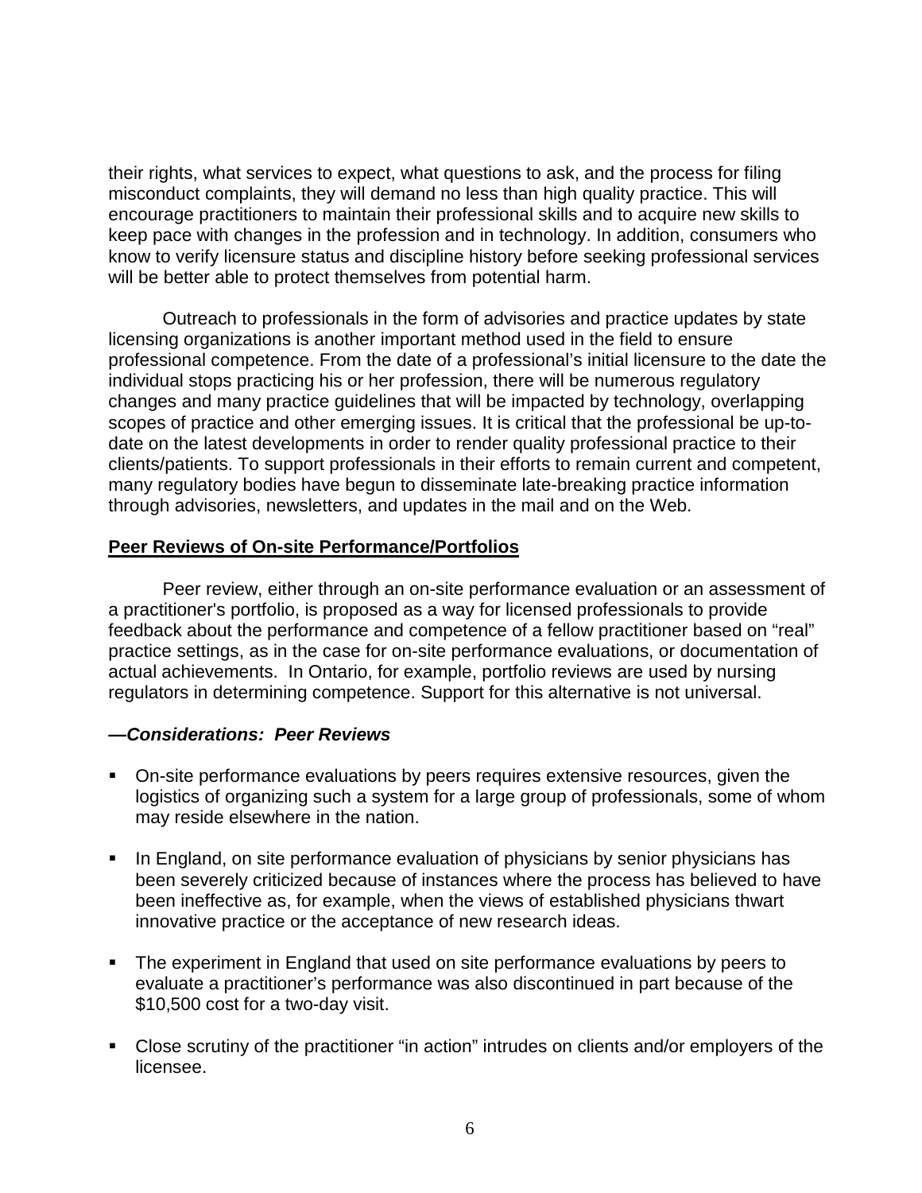their rights, what services to expect, what questions to ask, and the process for filing misconduct complaints, they will demand no less than high quality practice. This will encourage practitioners to maintain their professional skills and to acquire new skills to keep pace with changes in the profession and in technology. In addition, consumers who know to verify licensure status and discipline history before seeking professional services will be better able to protect themselves from potential harm.

Outreach to professionals in the form of advisories and practice updates by state licensing organizations is another important method used in the field to ensure professional competence. From the date of a professional's initial licensure to the date the individual stops practicing his or her profession, there will be numerous regulatory changes and many practice guidelines that will be impacted by technology, overlapping scopes of practice and other emerging issues. It is critical that the professional be up-to-date on the latest developments in order to render quality professional practice to their clients/patients. To support professionals in their efforts to remain current and competent, many regulatory bodies have begun to disseminate late-breaking practice information through advisories, newsletters, and updates in the mail and on the Web.

**Peer Reviews of On-site Performance/Portfolios**

Peer review, either through an on-site performance evaluation or an assessment of a practitioner's portfolio, is proposed as a way for licensed professionals to provide feedback about the performance and competence of a fellow practitioner based on "real" practice settings, as in the case for on-site performance evaluations, or documentation of actual achievements. In Ontario, for example, portfolio reviews are used by nursing regulators in determining competence. Support for this alternative is not universal.

***—Considerations: Peer Reviews***

- On-site performance evaluations by peers requires extensive resources, given the logistics of organizing such a system for a large group of professionals, some of whom may reside elsewhere in the nation.
- In England, on site performance evaluation of physicians by senior physicians has been severely criticized because of instances where the process has believed to have been ineffective as, for example, when the views of established physicians thwart innovative practice or the acceptance of new research ideas.
- The experiment in England that used on site performance evaluations by peers to evaluate a practitioner's performance was also discontinued in part because of the $10,500 cost for a two-day visit.
- Close scrutiny of the practitioner "in action" intrudes on clients and/or employers of the licensee.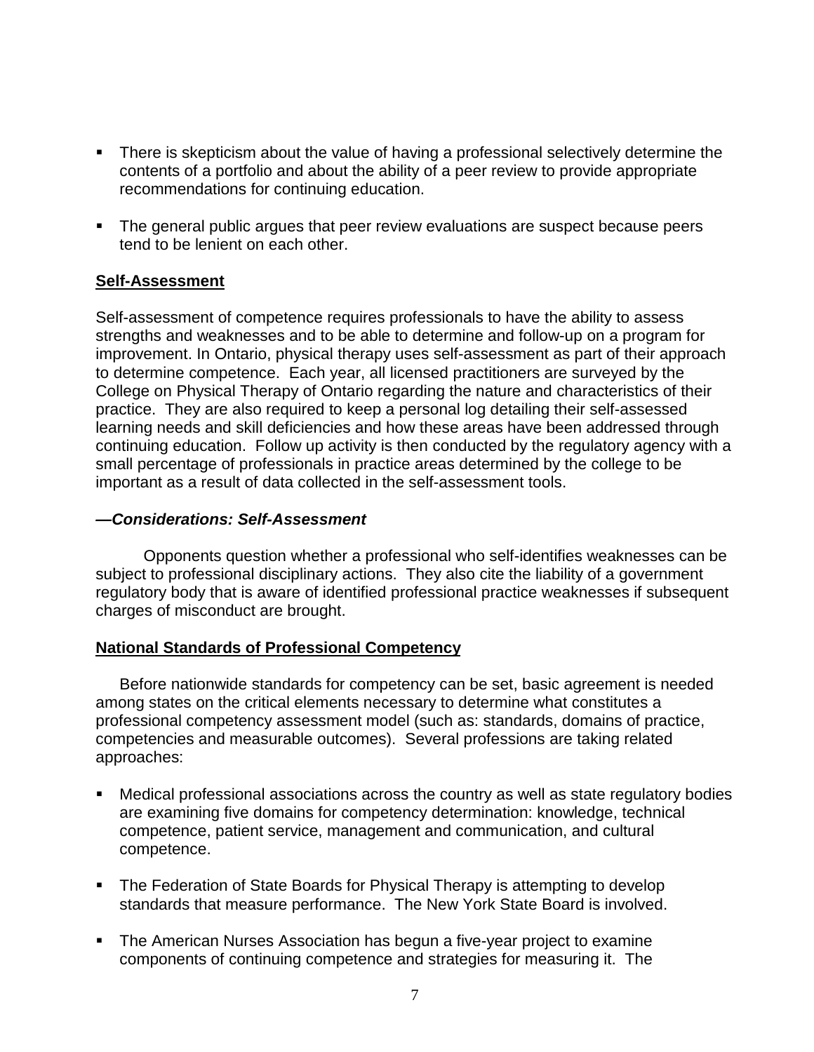- There is skepticism about the value of having a professional selectively determine the contents of a portfolio and about the ability of a peer review to provide appropriate recommendations for continuing education.

- The general public argues that peer review evaluations are suspect because peers tend to be lenient on each other.

## Self-Assessment

Self-assessment of competence requires professionals to have the ability to assess strengths and weaknesses and to be able to determine and follow-up on a program for improvement. In Ontario, physical therapy uses self-assessment as part of their approach to determine competence. Each year, all licensed practitioners are surveyed by the College on Physical Therapy of Ontario regarding the nature and characteristics of their practice. They are also required to keep a personal log detailing their self-assessed learning needs and skill deficiencies and how these areas have been addressed through continuing education. Follow up activity is then conducted by the regulatory agency with a small percentage of professionals in practice areas determined by the college to be important as a result of data collected in the self-assessment tools.

### —*Considerations: Self-Assessment*

Opponents question whether a professional who self-identifies weaknesses can be subject to professional disciplinary actions. They also cite the liability of a government regulatory body that is aware of identified professional practice weaknesses if subsequent charges of misconduct are brought.

## National Standards of Professional Competency

Before nationwide standards for competency can be set, basic agreement is needed among states on the critical elements necessary to determine what constitutes a professional competency assessment model (such as: standards, domains of practice, competencies and measurable outcomes). Several professions are taking related approaches:

- Medical professional associations across the country as well as state regulatory bodies are examining five domains for competency determination: knowledge, technical competence, patient service, management and communication, and cultural competence.

- The Federation of State Boards for Physical Therapy is attempting to develop standards that measure performance. The New York State Board is involved.

- The American Nurses Association has begun a five-year project to examine components of continuing competence and strategies for measuring it. The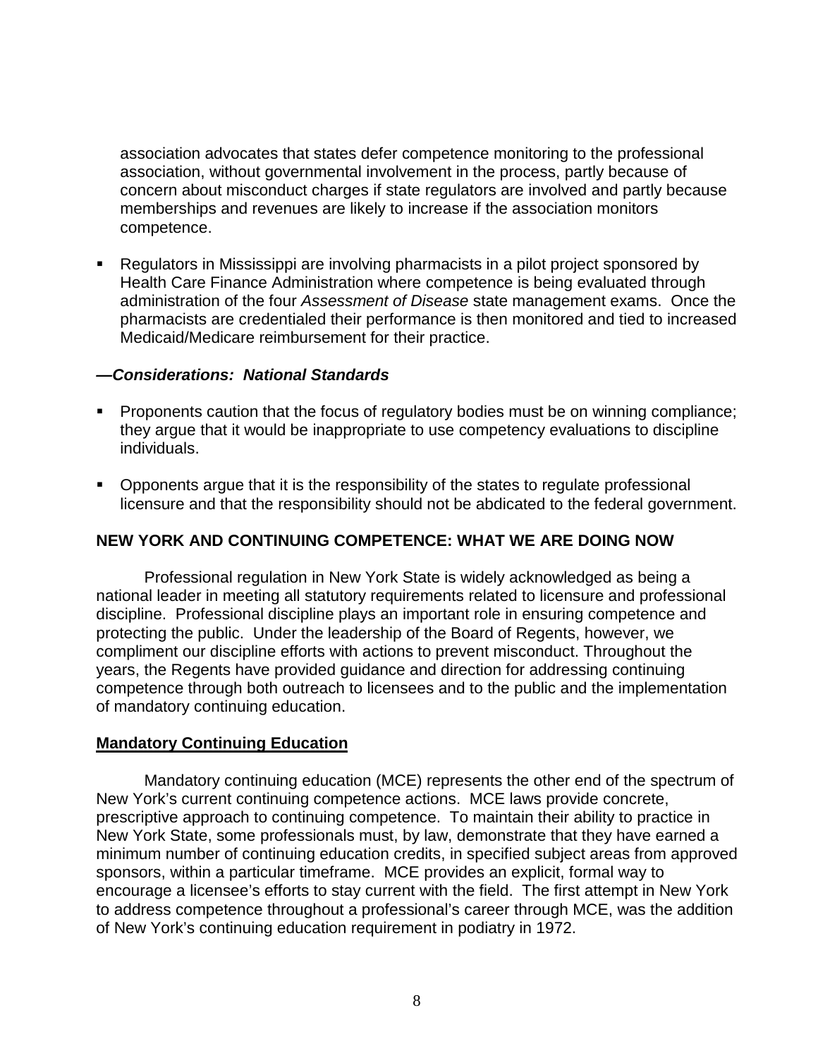association advocates that states defer competence monitoring to the professional association, without governmental involvement in the process, partly because of concern about misconduct charges if state regulators are involved and partly because memberships and revenues are likely to increase if the association monitors competence.

- Regulators in Mississippi are involving pharmacists in a pilot project sponsored by Health Care Finance Administration where competence is being evaluated through administration of the four *Assessment of Disease* state management exams. Once the pharmacists are credentialed their performance is then monitored and tied to increased Medicaid/Medicare reimbursement for their practice.

***—Considerations: National Standards***

- Proponents caution that the focus of regulatory bodies must be on winning compliance; they argue that it would be inappropriate to use competency evaluations to discipline individuals.

- Opponents argue that it is the responsibility of the states to regulate professional licensure and that the responsibility should not be abdicated to the federal government.

## NEW YORK AND CONTINUING COMPETENCE: WHAT WE ARE DOING NOW

Professional regulation in New York State is widely acknowledged as being a national leader in meeting all statutory requirements related to licensure and professional discipline. Professional discipline plays an important role in ensuring competence and protecting the public. Under the leadership of the Board of Regents, however, we compliment our discipline efforts with actions to prevent misconduct. Throughout the years, the Regents have provided guidance and direction for addressing continuing competence through both outreach to licensees and to the public and the implementation of mandatory continuing education.

### Mandatory Continuing Education

Mandatory continuing education (MCE) represents the other end of the spectrum of New York's current continuing competence actions. MCE laws provide concrete, prescriptive approach to continuing competence. To maintain their ability to practice in New York State, some professionals must, by law, demonstrate that they have earned a minimum number of continuing education credits, in specified subject areas from approved sponsors, within a particular timeframe. MCE provides an explicit, formal way to encourage a licensee's efforts to stay current with the field. The first attempt in New York to address competence throughout a professional's career through MCE, was the addition of New York's continuing education requirement in podiatry in 1972.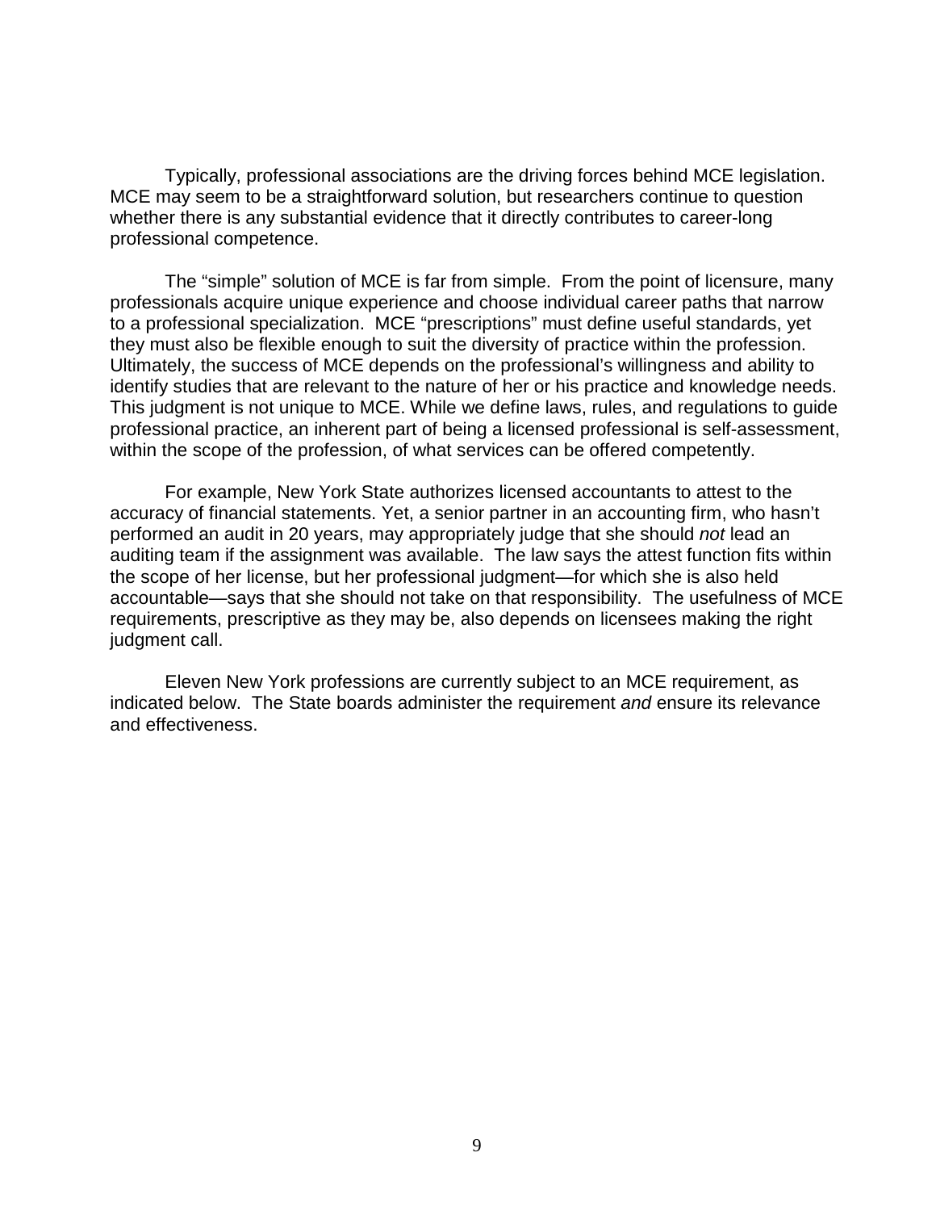Typically, professional associations are the driving forces behind MCE legislation. MCE may seem to be a straightforward solution, but researchers continue to question whether there is any substantial evidence that it directly contributes to career-long professional competence.

The "simple" solution of MCE is far from simple. From the point of licensure, many professionals acquire unique experience and choose individual career paths that narrow to a professional specialization. MCE "prescriptions" must define useful standards, yet they must also be flexible enough to suit the diversity of practice within the profession. Ultimately, the success of MCE depends on the professional's willingness and ability to identify studies that are relevant to the nature of her or his practice and knowledge needs. This judgment is not unique to MCE. While we define laws, rules, and regulations to guide professional practice, an inherent part of being a licensed professional is self-assessment, within the scope of the profession, of what services can be offered competently.

For example, New York State authorizes licensed accountants to attest to the accuracy of financial statements. Yet, a senior partner in an accounting firm, who hasn't performed an audit in 20 years, may appropriately judge that she should *not* lead an auditing team if the assignment was available. The law says the attest function fits within the scope of her license, but her professional judgment—for which she is also held accountable—says that she should not take on that responsibility. The usefulness of MCE requirements, prescriptive as they may be, also depends on licensees making the right judgment call.

Eleven New York professions are currently subject to an MCE requirement, as indicated below. The State boards administer the requirement *and* ensure its relevance and effectiveness.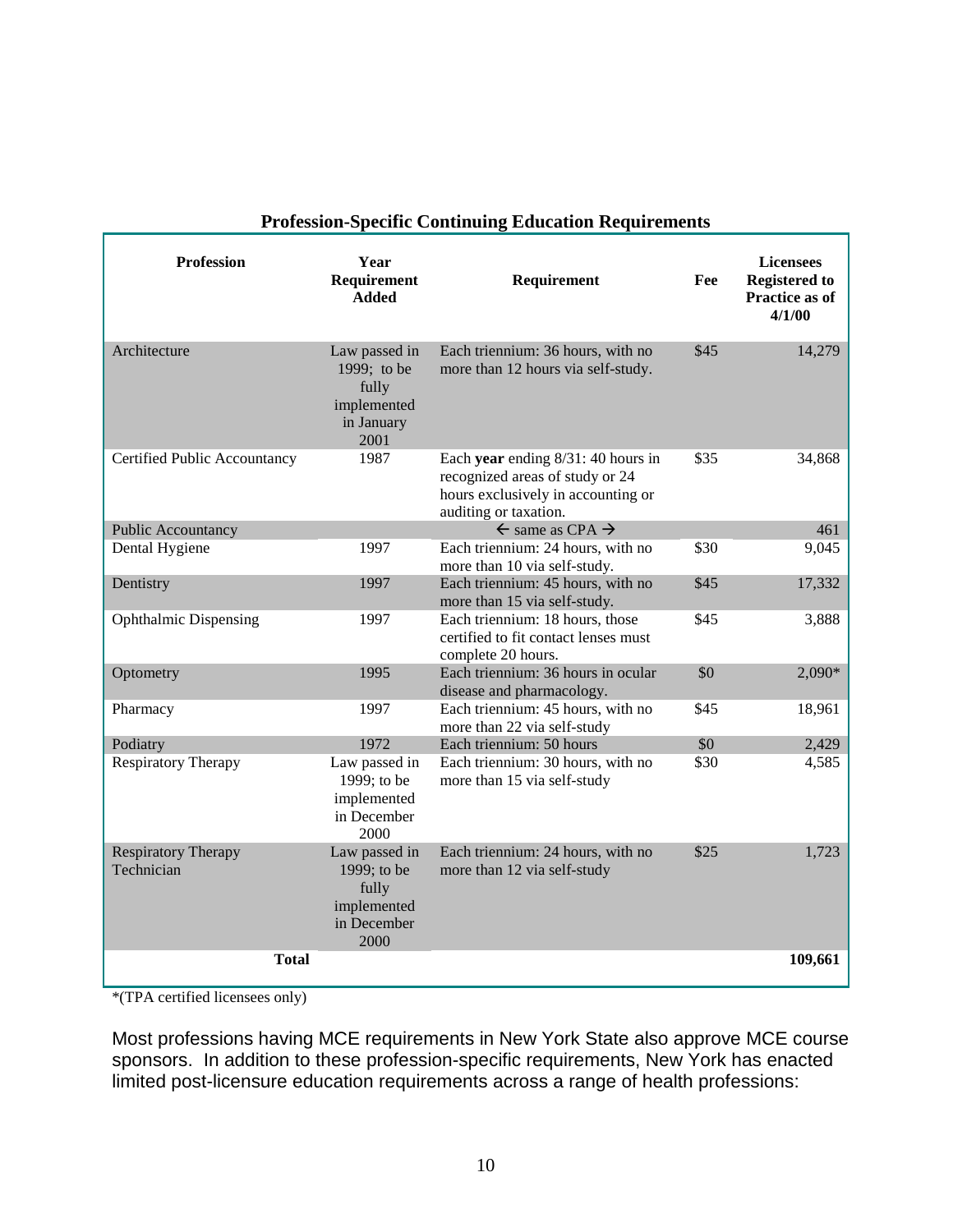## Profession-Specific Continuing Education Requirements

| Profession | Year Requirement Added | Requirement | Fee | Licensees Registered to Practice as of 4/1/00 |
|---|---|---|---|---|
| Architecture | Law passed in 1999; to be fully implemented in January 2001 | Each triennium: 36 hours, with no more than 12 hours via self-study. | $45 | 14,279 |
| Certified Public Accountancy | 1987 | Each **year** ending 8/31: 40 hours in recognized areas of study or 24 hours exclusively in accounting or auditing or taxation. | $35 | 34,868 |
| Public Accountancy | | ← same as CPA → | | 461 |
| Dental Hygiene | 1997 | Each triennium: 24 hours, with no more than 10 via self-study. | $30 | 9,045 |
| Dentistry | 1997 | Each triennium: 45 hours, with no more than 15 via self-study. | $45 | 17,332 |
| Ophthalmic Dispensing | 1997 | Each triennium: 18 hours, those certified to fit contact lenses must complete 20 hours. | $45 | 3,888 |
| Optometry | 1995 | Each triennium: 36 hours in ocular disease and pharmacology. | $0 | 2,090* |
| Pharmacy | 1997 | Each triennium: 45 hours, with no more than 22 via self-study | $45 | 18,961 |
| Podiatry | 1972 | Each triennium: 50 hours | $0 | 2,429 |
| Respiratory Therapy | Law passed in 1999; to be implemented in December 2000 | Each triennium: 30 hours, with no more than 15 via self-study | $30 | 4,585 |
| Respiratory Therapy Technician | Law passed in 1999; to be fully implemented in December 2000 | Each triennium: 24 hours, with no more than 12 via self-study | $25 | 1,723 |
| **Total** | | | | **109,661** |

*(TPA certified licensees only)

Most professions having MCE requirements in New York State also approve MCE course sponsors. In addition to these profession-specific requirements, New York has enacted limited post-licensure education requirements across a range of health professions: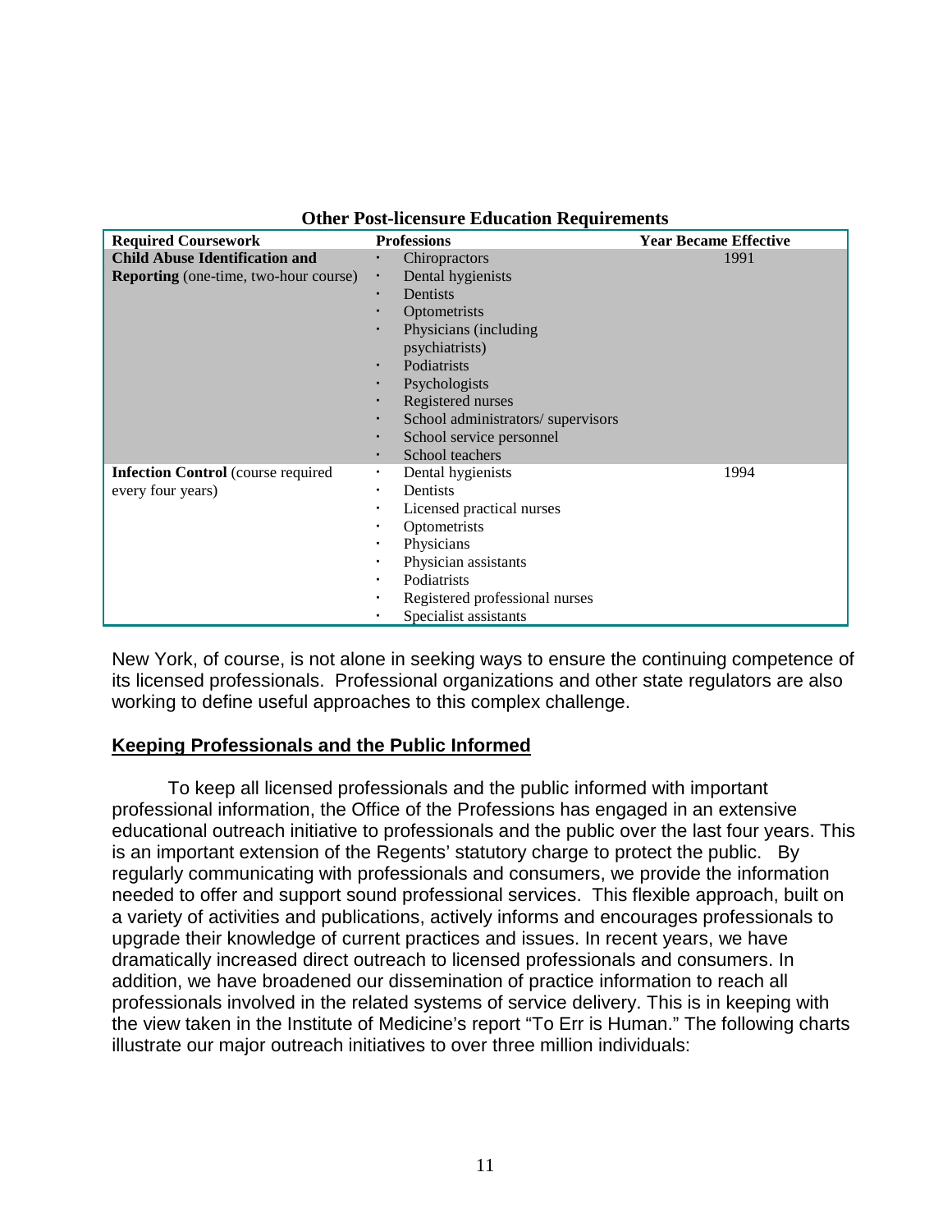**Other Post-licensure Education Requirements**

| Required Coursework | Professions | Year Became Effective |
|---|---|---|
| **Child Abuse Identification and Reporting** (one-time, two-hour course) | • Chiropractors<br>• Dental hygienists<br>• Dentists<br>• Optometrists<br>• Physicians (including psychiatrists)<br>• Podiatrists<br>• Psychologists<br>• Registered nurses<br>• School administrators/ supervisors<br>• School service personnel<br>• School teachers | 1991 |
| **Infection Control** (course required every four years) | • Dental hygienists<br>• Dentists<br>• Licensed practical nurses<br>• Optometrists<br>• Physicians<br>• Physician assistants<br>• Podiatrists<br>• Registered professional nurses<br>• Specialist assistants | 1994 |

New York, of course, is not alone in seeking ways to ensure the continuing competence of its licensed professionals. Professional organizations and other state regulators are also working to define useful approaches to this complex challenge.

## Keeping Professionals and the Public Informed

To keep all licensed professionals and the public informed with important professional information, the Office of the Professions has engaged in an extensive educational outreach initiative to professionals and the public over the last four years. This is an important extension of the Regents' statutory charge to protect the public. By regularly communicating with professionals and consumers, we provide the information needed to offer and support sound professional services. This flexible approach, built on a variety of activities and publications, actively informs and encourages professionals to upgrade their knowledge of current practices and issues. In recent years, we have dramatically increased direct outreach to licensed professionals and consumers. In addition, we have broadened our dissemination of practice information to reach all professionals involved in the related systems of service delivery. This is in keeping with the view taken in the Institute of Medicine's report "To Err is Human." The following charts illustrate our major outreach initiatives to over three million individuals: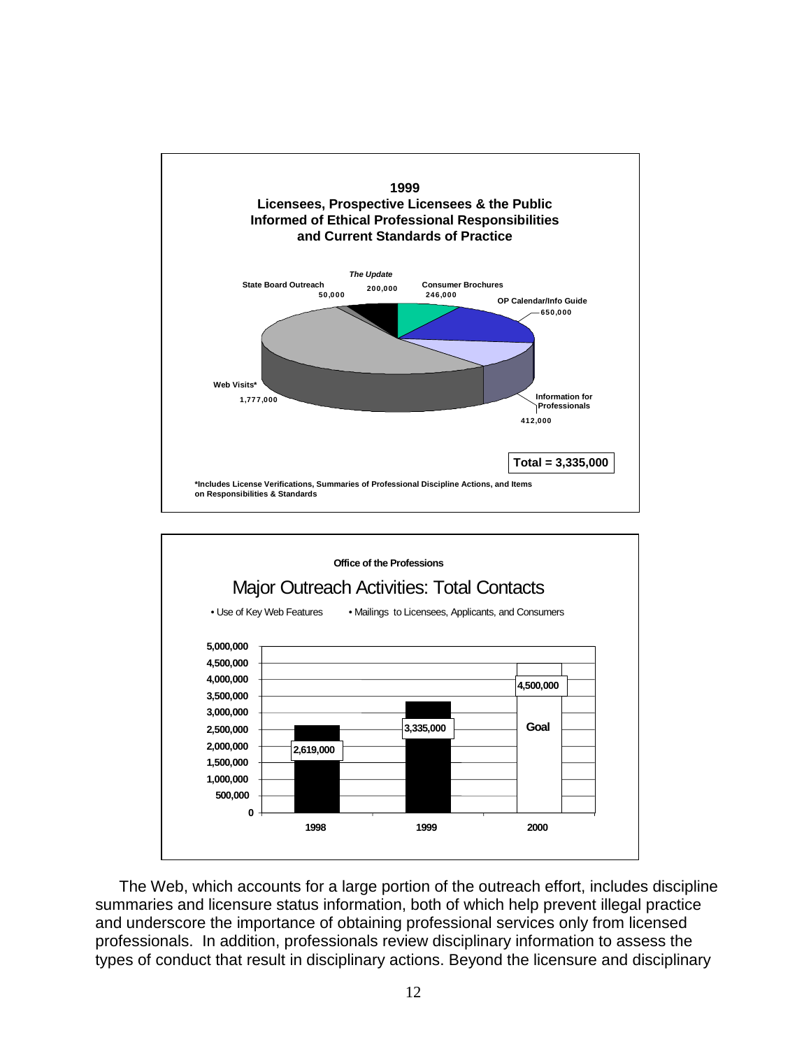**1999**
**Licensees, Prospective Licensees & the Public Informed of Ethical Professional Responsibilities and Current Standards of Practice**

| Category | Contacts |
| --- | --- |
| State Board Outreach | 50,000 |
| *The Update* | 200,000 |
| Consumer Brochures | 246,000 |
| OP Calendar/Info Guide | 650,000 |
| Information for Professionals | 412,000 |
| Web Visits* | 1,777,000 |

**Total = 3,335,000**

*Includes License Verifications, Summaries of Professional Discipline Actions, and Items on Responsibilities & Standards

**Office of the Professions**

Major Outreach Activities: Total Contacts

- Use of Key Web Features
- Mailings to Licensees, Applicants, and Consumers

| Year | Total Contacts |
| --- | --- |
| 1998 | 2,619,000 |
| 1999 | 3,335,000 |
| 2000 | 4,500,000 (Goal) |

The Web, which accounts for a large portion of the outreach effort, includes discipline summaries and licensure status information, both of which help prevent illegal practice and underscore the importance of obtaining professional services only from licensed professionals. In addition, professionals review disciplinary information to assess the types of conduct that result in disciplinary actions. Beyond the licensure and disciplinary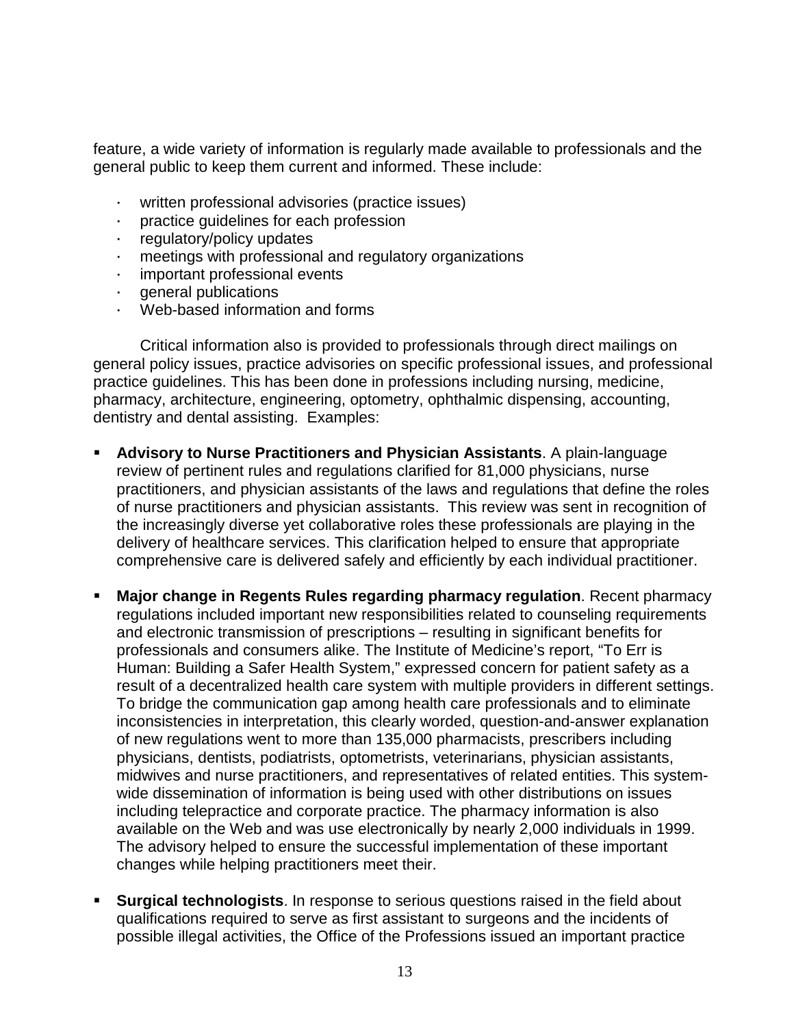feature, a wide variety of information is regularly made available to professionals and the general public to keep them current and informed. These include:

- written professional advisories (practice issues)
- practice guidelines for each profession
- regulatory/policy updates
- meetings with professional and regulatory organizations
- important professional events
- general publications
- Web-based information and forms

Critical information also is provided to professionals through direct mailings on general policy issues, practice advisories on specific professional issues, and professional practice guidelines. This has been done in professions including nursing, medicine, pharmacy, architecture, engineering, optometry, ophthalmic dispensing, accounting, dentistry and dental assisting. Examples:

- **Advisory to Nurse Practitioners and Physician Assistants**. A plain-language review of pertinent rules and regulations clarified for 81,000 physicians, nurse practitioners, and physician assistants of the laws and regulations that define the roles of nurse practitioners and physician assistants. This review was sent in recognition of the increasingly diverse yet collaborative roles these professionals are playing in the delivery of healthcare services. This clarification helped to ensure that appropriate comprehensive care is delivered safely and efficiently by each individual practitioner.

- **Major change in Regents Rules regarding pharmacy regulation**. Recent pharmacy regulations included important new responsibilities related to counseling requirements and electronic transmission of prescriptions – resulting in significant benefits for professionals and consumers alike. The Institute of Medicine's report, "To Err is Human: Building a Safer Health System," expressed concern for patient safety as a result of a decentralized health care system with multiple providers in different settings. To bridge the communication gap among health care professionals and to eliminate inconsistencies in interpretation, this clearly worded, question-and-answer explanation of new regulations went to more than 135,000 pharmacists, prescribers including physicians, dentists, podiatrists, optometrists, veterinarians, physician assistants, midwives and nurse practitioners, and representatives of related entities. This system-wide dissemination of information is being used with other distributions on issues including telepractice and corporate practice. The pharmacy information is also available on the Web and was use electronically by nearly 2,000 individuals in 1999. The advisory helped to ensure the successful implementation of these important changes while helping practitioners meet their.

- **Surgical technologists**. In response to serious questions raised in the field about qualifications required to serve as first assistant to surgeons and the incidents of possible illegal activities, the Office of the Professions issued an important practice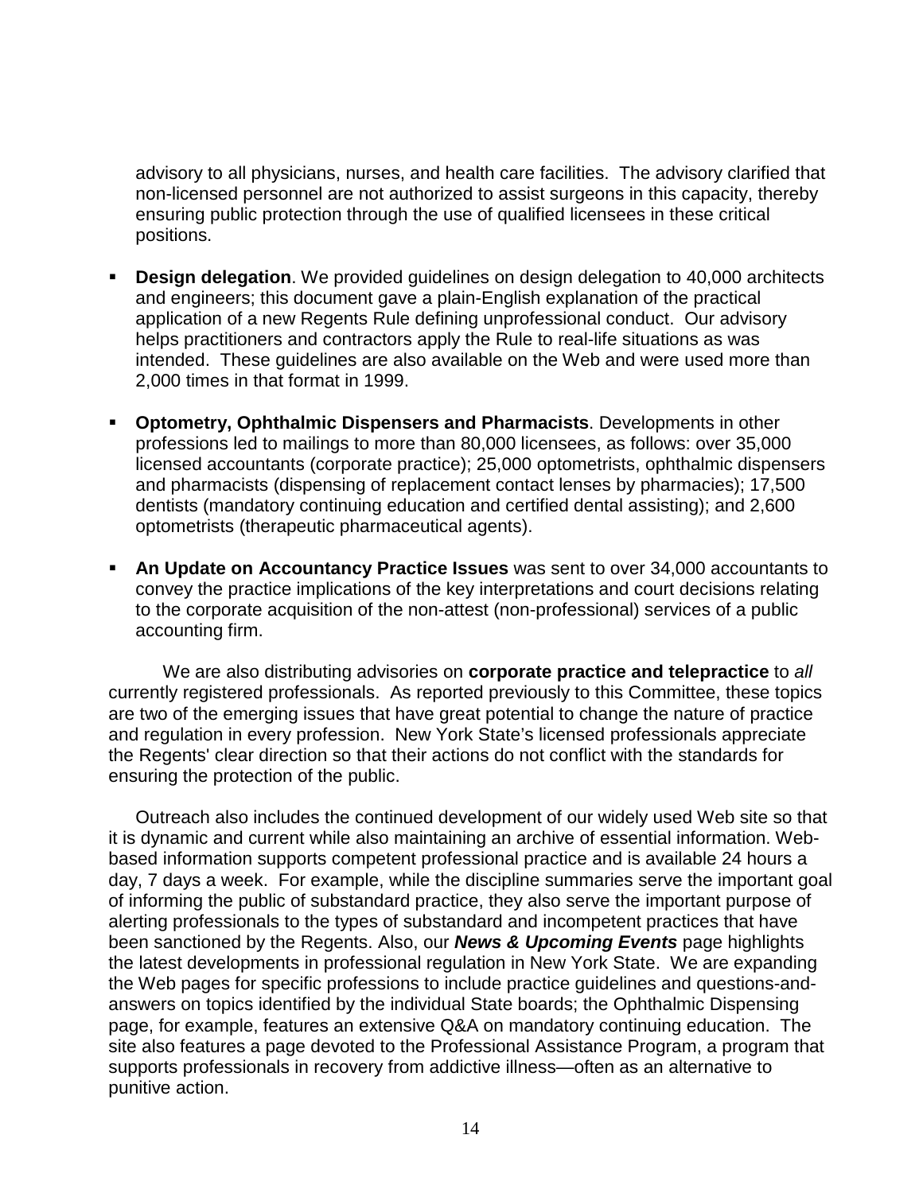advisory to all physicians, nurses, and health care facilities. The advisory clarified that non-licensed personnel are not authorized to assist surgeons in this capacity, thereby ensuring public protection through the use of qualified licensees in these critical positions.

- **Design delegation**. We provided guidelines on design delegation to 40,000 architects and engineers; this document gave a plain-English explanation of the practical application of a new Regents Rule defining unprofessional conduct. Our advisory helps practitioners and contractors apply the Rule to real-life situations as was intended. These guidelines are also available on the Web and were used more than 2,000 times in that format in 1999.

- **Optometry, Ophthalmic Dispensers and Pharmacists**. Developments in other professions led to mailings to more than 80,000 licensees, as follows: over 35,000 licensed accountants (corporate practice); 25,000 optometrists, ophthalmic dispensers and pharmacists (dispensing of replacement contact lenses by pharmacies); 17,500 dentists (mandatory continuing education and certified dental assisting); and 2,600 optometrists (therapeutic pharmaceutical agents).

- **An Update on Accountancy Practice Issues** was sent to over 34,000 accountants to convey the practice implications of the key interpretations and court decisions relating to the corporate acquisition of the non-attest (non-professional) services of a public accounting firm.

We are also distributing advisories on **corporate practice and telepractice** to *all* currently registered professionals. As reported previously to this Committee, these topics are two of the emerging issues that have great potential to change the nature of practice and regulation in every profession. New York State's licensed professionals appreciate the Regents' clear direction so that their actions do not conflict with the standards for ensuring the protection of the public.

Outreach also includes the continued development of our widely used Web site so that it is dynamic and current while also maintaining an archive of essential information. Web-based information supports competent professional practice and is available 24 hours a day, 7 days a week. For example, while the discipline summaries serve the important goal of informing the public of substandard practice, they also serve the important purpose of alerting professionals to the types of substandard and incompetent practices that have been sanctioned by the Regents. Also, our ***News & Upcoming Events*** page highlights the latest developments in professional regulation in New York State. We are expanding the Web pages for specific professions to include practice guidelines and questions-and-answers on topics identified by the individual State boards; the Ophthalmic Dispensing page, for example, features an extensive Q&A on mandatory continuing education. The site also features a page devoted to the Professional Assistance Program, a program that supports professionals in recovery from addictive illness—often as an alternative to punitive action.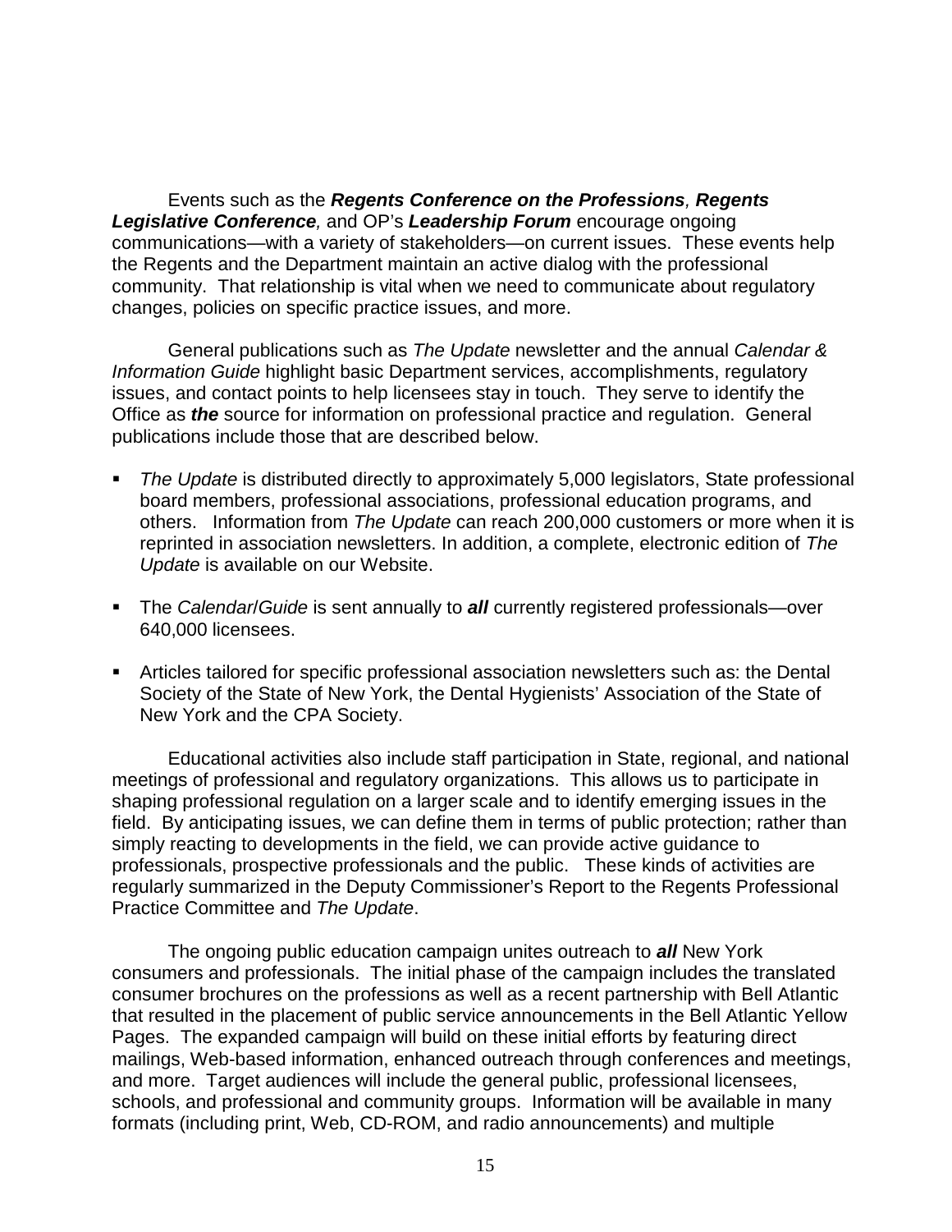Events such as the ***Regents Conference on the Professions**, **Regents Legislative Conference**,* and OP's ***Leadership Forum*** encourage ongoing communications—with a variety of stakeholders—on current issues. These events help the Regents and the Department maintain an active dialog with the professional community. That relationship is vital when we need to communicate about regulatory changes, policies on specific practice issues, and more.

General publications such as *The Update* newsletter and the annual *Calendar & Information Guide* highlight basic Department services, accomplishments, regulatory issues, and contact points to help licensees stay in touch. They serve to identify the Office as ***the*** source for information on professional practice and regulation. General publications include those that are described below.

- *The Update* is distributed directly to approximately 5,000 legislators, State professional board members, professional associations, professional education programs, and others. Information from *The Update* can reach 200,000 customers or more when it is reprinted in association newsletters. In addition, a complete, electronic edition of *The Update* is available on our Website.
- The *Calendar/Guide* is sent annually to ***all*** currently registered professionals—over 640,000 licensees.
- Articles tailored for specific professional association newsletters such as: the Dental Society of the State of New York, the Dental Hygienists' Association of the State of New York and the CPA Society.

Educational activities also include staff participation in State, regional, and national meetings of professional and regulatory organizations. This allows us to participate in shaping professional regulation on a larger scale and to identify emerging issues in the field. By anticipating issues, we can define them in terms of public protection; rather than simply reacting to developments in the field, we can provide active guidance to professionals, prospective professionals and the public. These kinds of activities are regularly summarized in the Deputy Commissioner's Report to the Regents Professional Practice Committee and *The Update*.

The ongoing public education campaign unites outreach to ***all*** New York consumers and professionals. The initial phase of the campaign includes the translated consumer brochures on the professions as well as a recent partnership with Bell Atlantic that resulted in the placement of public service announcements in the Bell Atlantic Yellow Pages. The expanded campaign will build on these initial efforts by featuring direct mailings, Web-based information, enhanced outreach through conferences and meetings, and more. Target audiences will include the general public, professional licensees, schools, and professional and community groups. Information will be available in many formats (including print, Web, CD-ROM, and radio announcements) and multiple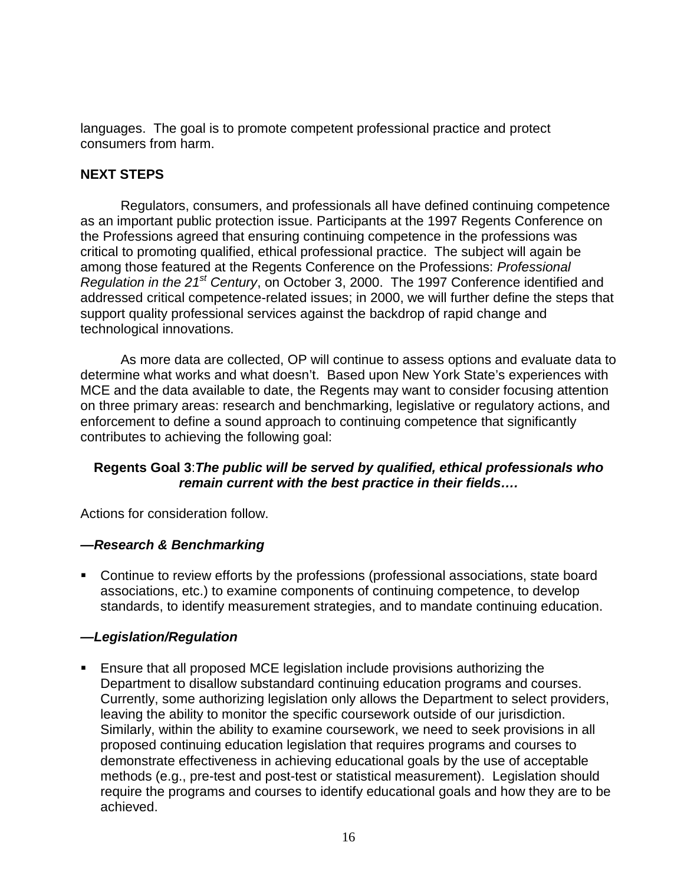languages. The goal is to promote competent professional practice and protect consumers from harm.

## NEXT STEPS

Regulators, consumers, and professionals all have defined continuing competence as an important public protection issue. Participants at the 1997 Regents Conference on the Professions agreed that ensuring continuing competence in the professions was critical to promoting qualified, ethical professional practice. The subject will again be among those featured at the Regents Conference on the Professions: *Professional Regulation in the 21st Century*, on October 3, 2000. The 1997 Conference identified and addressed critical competence-related issues; in 2000, we will further define the steps that support quality professional services against the backdrop of rapid change and technological innovations.

As more data are collected, OP will continue to assess options and evaluate data to determine what works and what doesn't. Based upon New York State's experiences with MCE and the data available to date, the Regents may want to consider focusing attention on three primary areas: research and benchmarking, legislative or regulatory actions, and enforcement to define a sound approach to continuing competence that significantly contributes to achieving the following goal:

> **Regents Goal 3**:***The public will be served by qualified, ethical professionals who remain current with the best practice in their fields….***

Actions for consideration follow.

### *—Research & Benchmarking*

- Continue to review efforts by the professions (professional associations, state board associations, etc.) to examine components of continuing competence, to develop standards, to identify measurement strategies, and to mandate continuing education.

### *—Legislation/Regulation*

- Ensure that all proposed MCE legislation include provisions authorizing the Department to disallow substandard continuing education programs and courses. Currently, some authorizing legislation only allows the Department to select providers, leaving the ability to monitor the specific coursework outside of our jurisdiction. Similarly, within the ability to examine coursework, we need to seek provisions in all proposed continuing education legislation that requires programs and courses to demonstrate effectiveness in achieving educational goals by the use of acceptable methods (e.g., pre-test and post-test or statistical measurement). Legislation should require the programs and courses to identify educational goals and how they are to be achieved.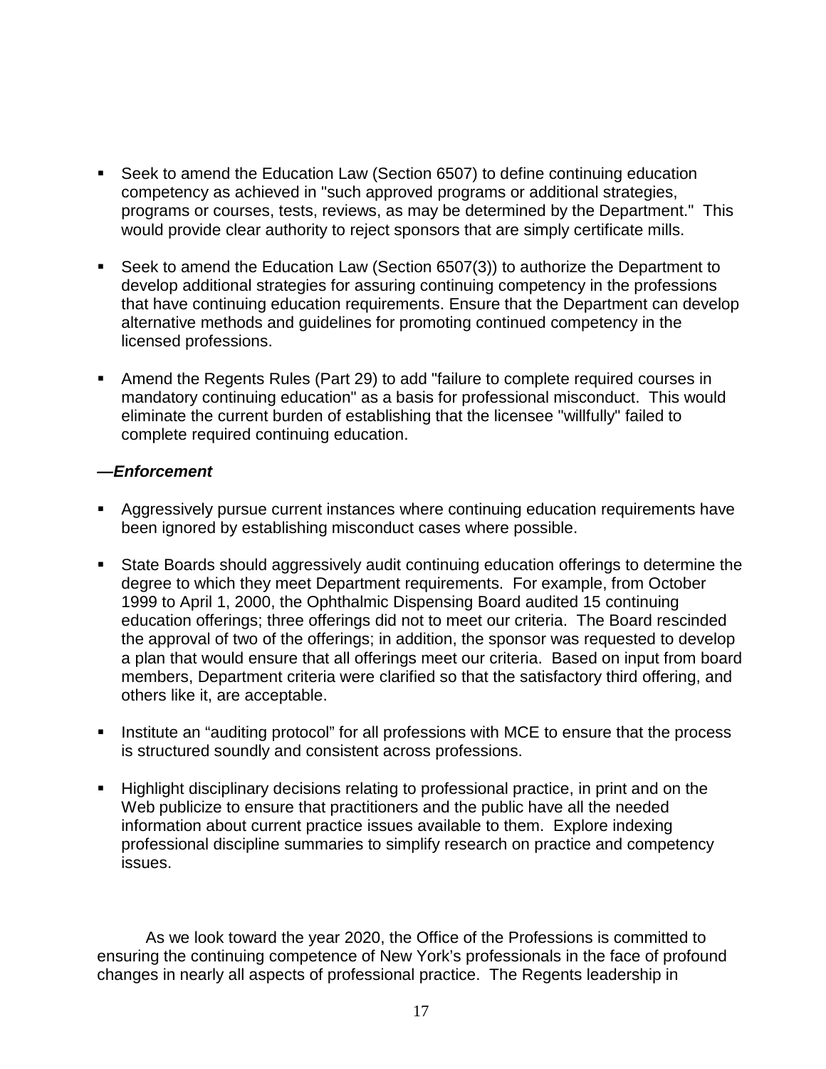- Seek to amend the Education Law (Section 6507) to define continuing education competency as achieved in "such approved programs or additional strategies, programs or courses, tests, reviews, as may be determined by the Department." This would provide clear authority to reject sponsors that are simply certificate mills.

- Seek to amend the Education Law (Section 6507(3)) to authorize the Department to develop additional strategies for assuring continuing competency in the professions that have continuing education requirements. Ensure that the Department can develop alternative methods and guidelines for promoting continued competency in the licensed professions.

- Amend the Regents Rules (Part 29) to add "failure to complete required courses in mandatory continuing education" as a basis for professional misconduct. This would eliminate the current burden of establishing that the licensee "willfully" failed to complete required continuing education.

***—Enforcement***

- Aggressively pursue current instances where continuing education requirements have been ignored by establishing misconduct cases where possible.

- State Boards should aggressively audit continuing education offerings to determine the degree to which they meet Department requirements. For example, from October 1999 to April 1, 2000, the Ophthalmic Dispensing Board audited 15 continuing education offerings; three offerings did not to meet our criteria. The Board rescinded the approval of two of the offerings; in addition, the sponsor was requested to develop a plan that would ensure that all offerings meet our criteria. Based on input from board members, Department criteria were clarified so that the satisfactory third offering, and others like it, are acceptable.

- Institute an "auditing protocol" for all professions with MCE to ensure that the process is structured soundly and consistent across professions.

- Highlight disciplinary decisions relating to professional practice, in print and on the Web publicize to ensure that practitioners and the public have all the needed information about current practice issues available to them. Explore indexing professional discipline summaries to simplify research on practice and competency issues.

As we look toward the year 2020, the Office of the Professions is committed to ensuring the continuing competence of New York's professionals in the face of profound changes in nearly all aspects of professional practice. The Regents leadership in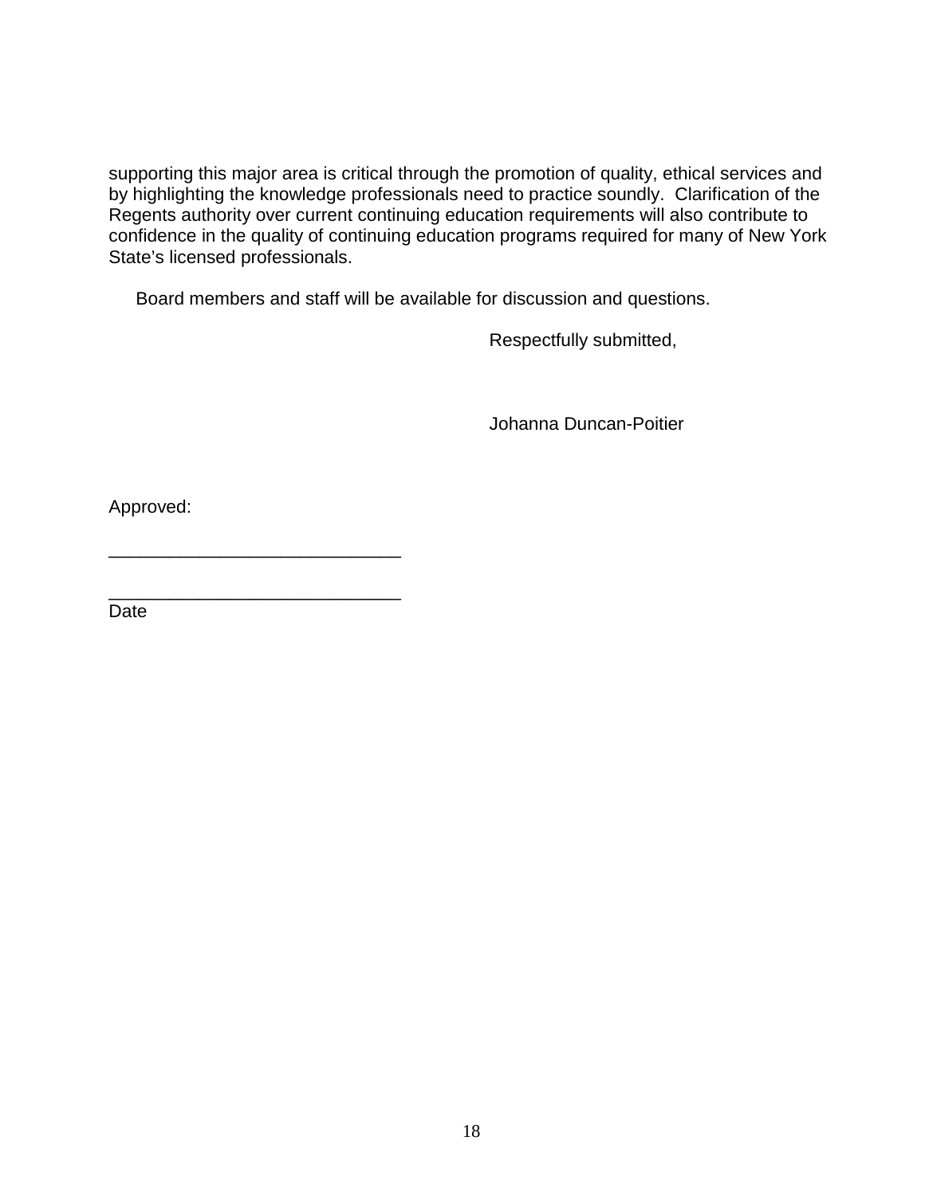supporting this major area is critical through the promotion of quality, ethical services and by highlighting the knowledge professionals need to practice soundly. Clarification of the Regents authority over current continuing education requirements will also contribute to confidence in the quality of continuing education programs required for many of New York State's licensed professionals.

Board members and staff will be available for discussion and questions.

Respectfully submitted,

Johanna Duncan-Poitier

Approved:

_____________________________

_____________________________
Date